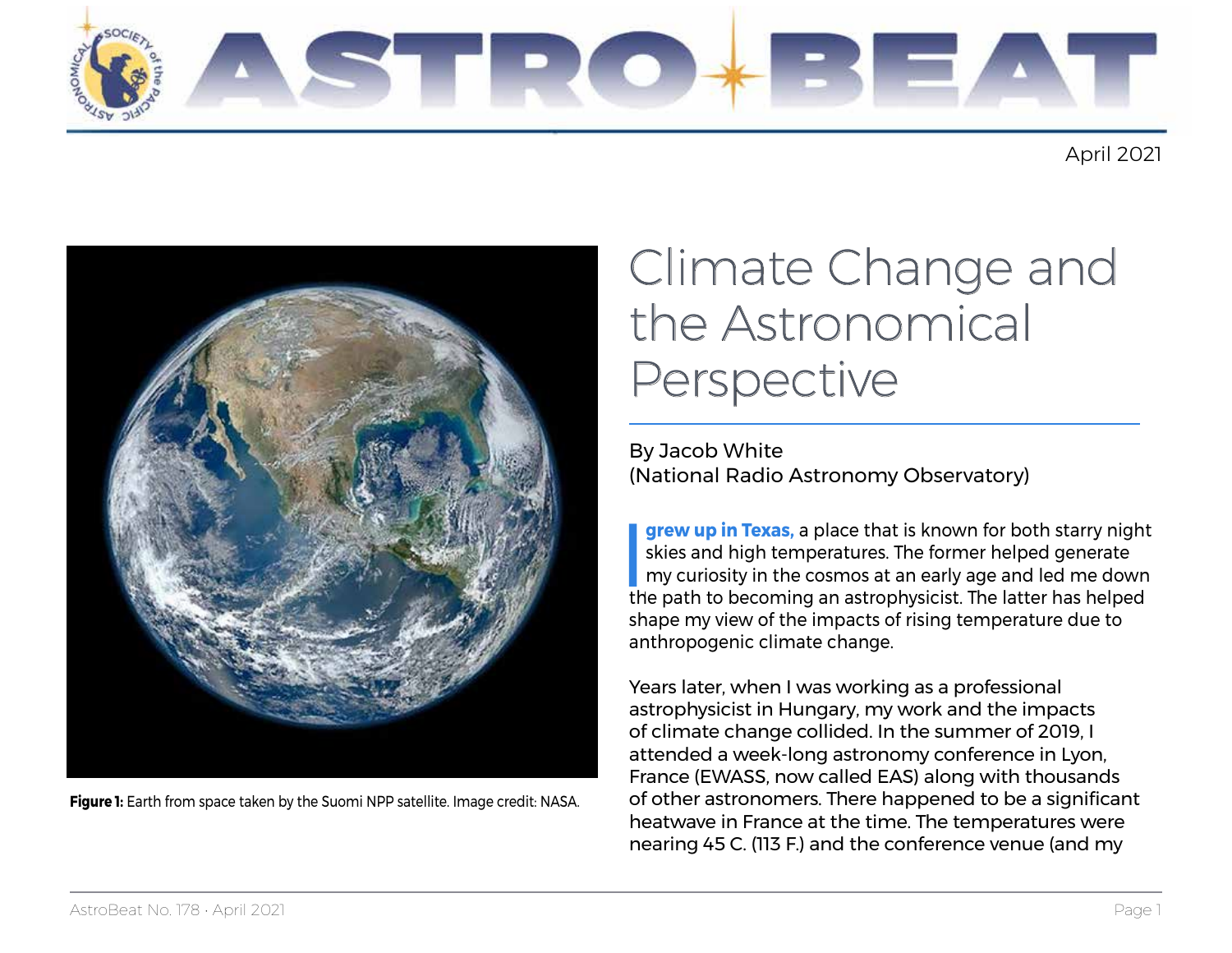# Climate Change and the Astronomical Perspective

By Jacob White
(National Radio Astronomy Observatory)

Figure 1: Earth from space taken by the Suomi NPP satellite. Image credit: NASA.

**I grew up in Texas,** a place that is known for both starry night skies and high temperatures. The former helped generate my curiosity in the cosmos at an early age and led me down the path to becoming an astrophysicist. The latter has helped shape my view of the impacts of rising temperature due to anthropogenic climate change.

Years later, when I was working as a professional astrophysicist in Hungary, my work and the impacts of climate change collided. In the summer of 2019, I attended a week-long astronomy conference in Lyon, France (EWASS, now called EAS) along with thousands of other astronomers. There happened to be a significant heatwave in France at the time. The temperatures were nearing 45 C. (113 F.) and the conference venue (and my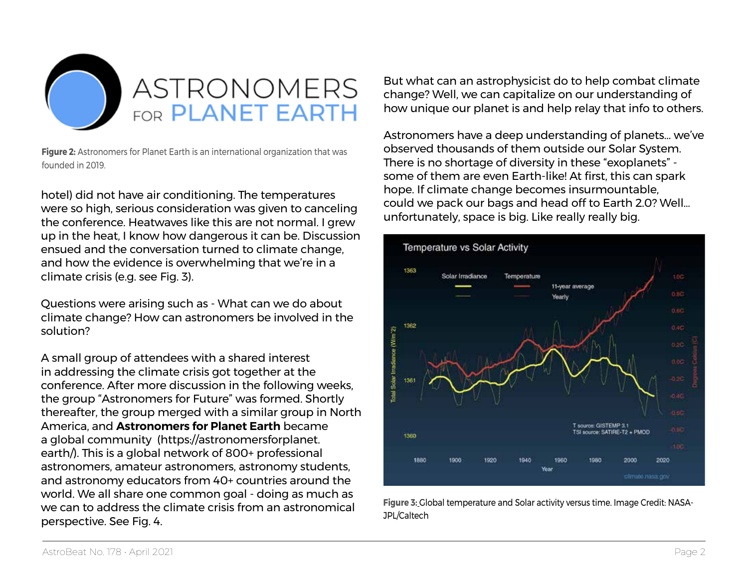ASTRONOMERS FOR PLANET EARTH

**Figure 2:** Astronomers for Planet Earth is an international organization that was founded in 2019.

hotel) did not have air conditioning. The temperatures were so high, serious consideration was given to canceling the conference. Heatwaves like this are not normal. I grew up in the heat, I know how dangerous it can be. Discussion ensued and the conversation turned to climate change, and how the evidence is overwhelming that we're in a climate crisis (e.g. see Fig. 3).

Questions were arising such as - What can we do about climate change? How can astronomers be involved in the solution?

A small group of attendees with a shared interest in addressing the climate crisis got together at the conference. After more discussion in the following weeks, the group "Astronomers for Future" was formed. Shortly thereafter, the group merged with a similar group in North America, and **Astronomers for Planet Earth** became a global community (https://astronomersforplanet.earth/). This is a global network of 800+ professional astronomers, amateur astronomers, astronomy students, and astronomy educators from 40+ countries around the world. We all share one common goal - doing as much as we can to address the climate crisis from an astronomical perspective. See Fig. 4.

But what can an astrophysicist do to help combat climate change? Well, we can capitalize on our understanding of how unique our planet is and help relay that info to others.

Astronomers have a deep understanding of planets... we've observed thousands of them outside our Solar System. There is no shortage of diversity in these "exoplanets" - some of them are even Earth-like! At first, this can spark hope. If climate change becomes insurmountable, could we pack our bags and head off to Earth 2.0? Well... unfortunately, space is big. Like really really big.

Temperature vs Solar Activity

Solar Irradiance
Temperature
11-year average
Yearly

Total Solar Irradiance (W/m^2)
1363
1362
1361
1360

Degrees Celsius (C)
1.0C
0.8C
0.6C
0.4C
0.2C
0.0C
-0.2C
-0.4C
-0.6C
-0.8C
-1.0C

1880 1900 1920 1940 1960 1980 2000 2020
Year

T source: GISTEMP 3.1
TSI source: SATIRE-T2 + PMOD

climate.nasa.gov

**Figure 3:** Global temperature and Solar activity versus time. Image Credit: NASA-JPL/Caltech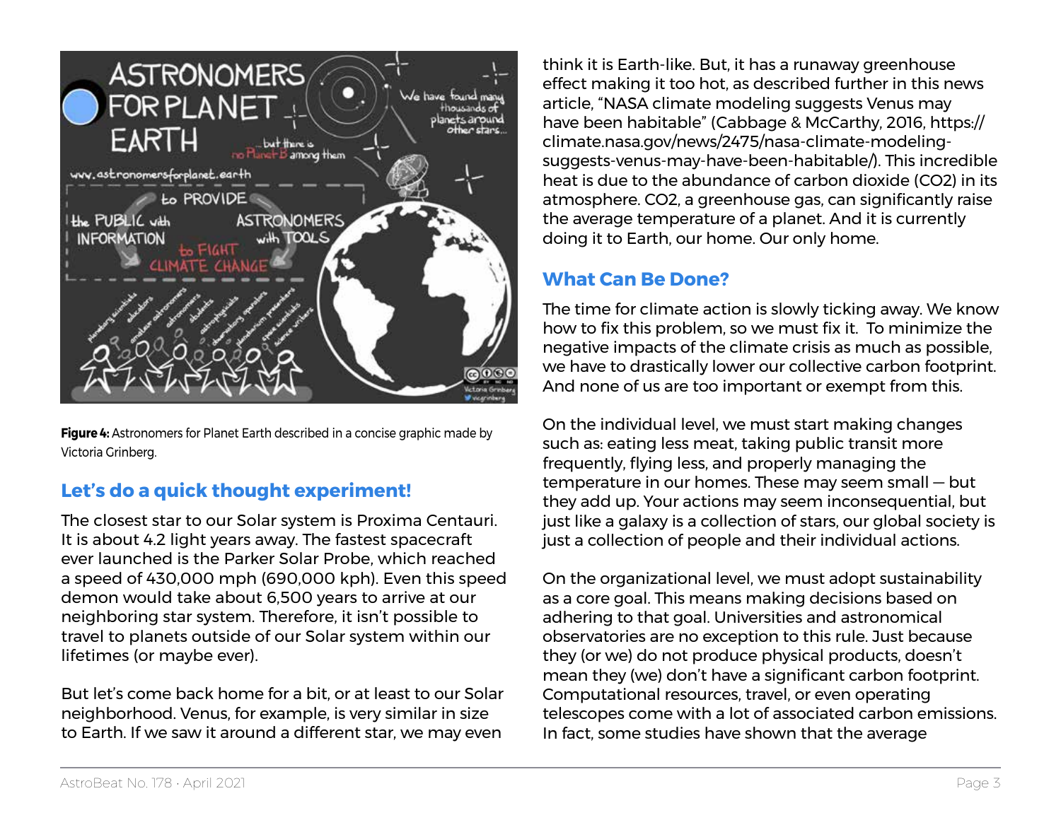Figure 4: Astronomers for Planet Earth described in a concise graphic made by Victoria Grinberg.

## Let's do a quick thought experiment!

The closest star to our Solar system is Proxima Centauri. It is about 4.2 light years away. The fastest spacecraft ever launched is the Parker Solar Probe, which reached a speed of 430,000 mph (690,000 kph). Even this speed demon would take about 6,500 years to arrive at our neighboring star system. Therefore, it isn't possible to travel to planets outside of our Solar system within our lifetimes (or maybe ever).

But let's come back home for a bit, or at least to our Solar neighborhood. Venus, for example, is very similar in size to Earth. If we saw it around a different star, we may even think it is Earth-like. But, it has a runaway greenhouse effect making it too hot, as described further in this news article, "NASA climate modeling suggests Venus may have been habitable" (Cabbage & McCarthy, 2016, https://climate.nasa.gov/news/2475/nasa-climate-modeling-suggests-venus-may-have-been-habitable/). This incredible heat is due to the abundance of carbon dioxide ($CO_2$) in its atmosphere. $CO_2$, a greenhouse gas, can significantly raise the average temperature of a planet. And it is currently doing it to Earth, our home. Our only home.

## What Can Be Done?

The time for climate action is slowly ticking away. We know how to fix this problem, so we must fix it. To minimize the negative impacts of the climate crisis as much as possible, we have to drastically lower our collective carbon footprint. And none of us are too important or exempt from this.

On the individual level, we must start making changes such as: eating less meat, taking public transit more frequently, flying less, and properly managing the temperature in our homes. These may seem small — but they add up. Your actions may seem inconsequential, but just like a galaxy is a collection of stars, our global society is just a collection of people and their individual actions.

On the organizational level, we must adopt sustainability as a core goal. This means making decisions based on adhering to that goal. Universities and astronomical observatories are no exception to this rule. Just because they (or we) do not produce physical products, doesn't mean they (we) don't have a significant carbon footprint. Computational resources, travel, or even operating telescopes come with a lot of associated carbon emissions. In fact, some studies have shown that the average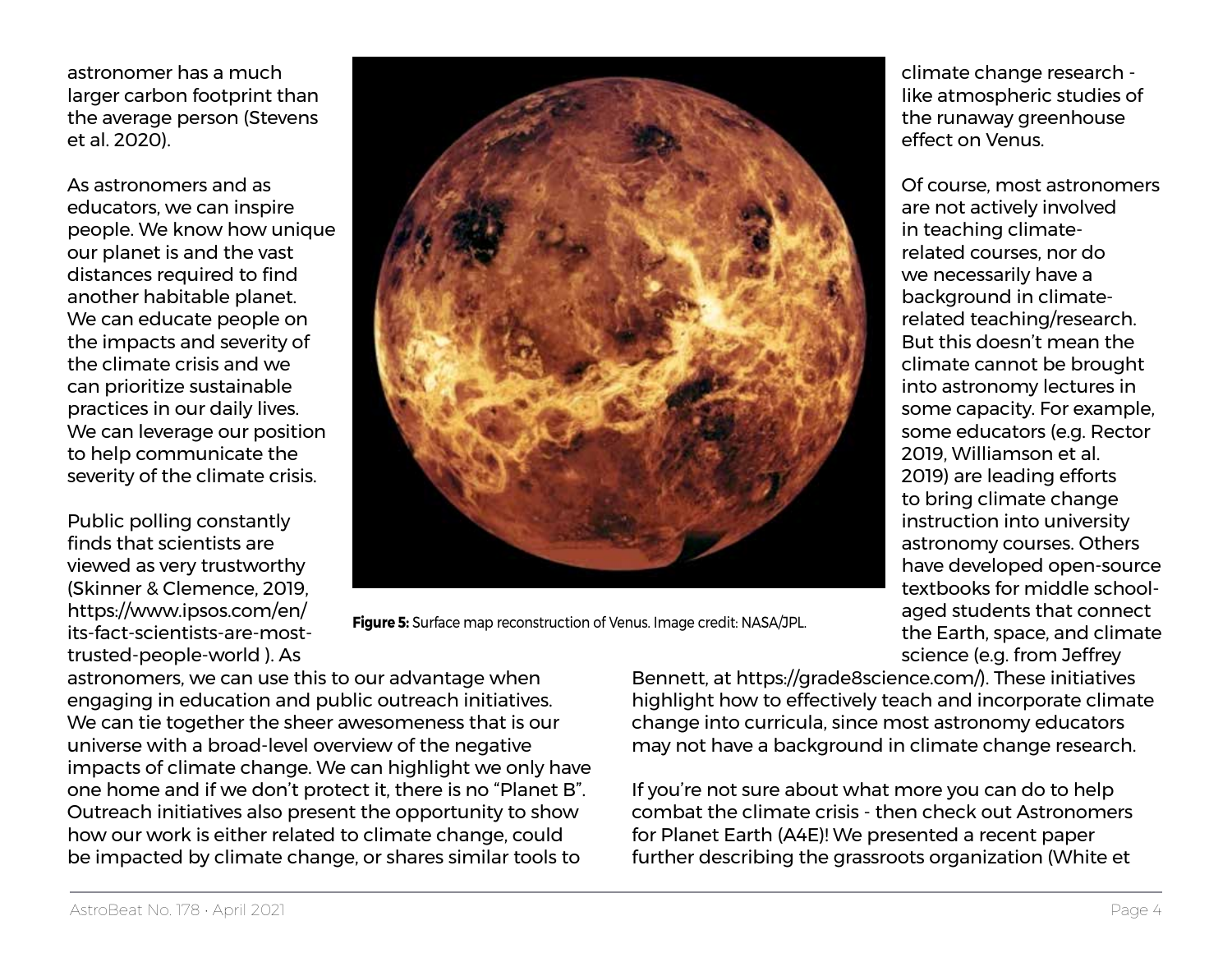astronomer has a much larger carbon footprint than the average person (Stevens et al. 2020).

As astronomers and as educators, we can inspire people. We know how unique our planet is and the vast distances required to find another habitable planet. We can educate people on the impacts and severity of the climate crisis and we can prioritize sustainable practices in our daily lives. We can leverage our position to help communicate the severity of the climate crisis.

Public polling constantly finds that scientists are viewed as very trustworthy (Skinner & Clemence, 2019, https://www.ipsos.com/en/its-fact-scientists-are-most-trusted-people-world ). As astronomers, we can use this to our advantage when engaging in education and public outreach initiatives. We can tie together the sheer awesomeness that is our universe with a broad-level overview of the negative impacts of climate change. We can highlight we only have one home and if we don't protect it, there is no "Planet B". Outreach initiatives also present the opportunity to show how our work is either related to climate change, could be impacted by climate change, or shares similar tools to climate change research - like atmospheric studies of the runaway greenhouse effect on Venus.

**Figure 5:** Surface map reconstruction of Venus. Image credit: NASA/JPL.

Of course, most astronomers are not actively involved in teaching climate-related courses, nor do we necessarily have a background in climate-related teaching/research. But this doesn't mean the climate cannot be brought into astronomy lectures in some capacity. For example, some educators (e.g. Rector 2019, Williamson et al. 2019) are leading efforts to bring climate change instruction into university astronomy courses. Others have developed open-source textbooks for middle school-aged students that connect the Earth, space, and climate science (e.g. from Jeffrey Bennett, at https://grade8science.com/). These initiatives highlight how to effectively teach and incorporate climate change into curricula, since most astronomy educators may not have a background in climate change research.

If you're not sure about what more you can do to help combat the climate crisis - then check out Astronomers for Planet Earth (A4E)! We presented a recent paper further describing the grassroots organization (White et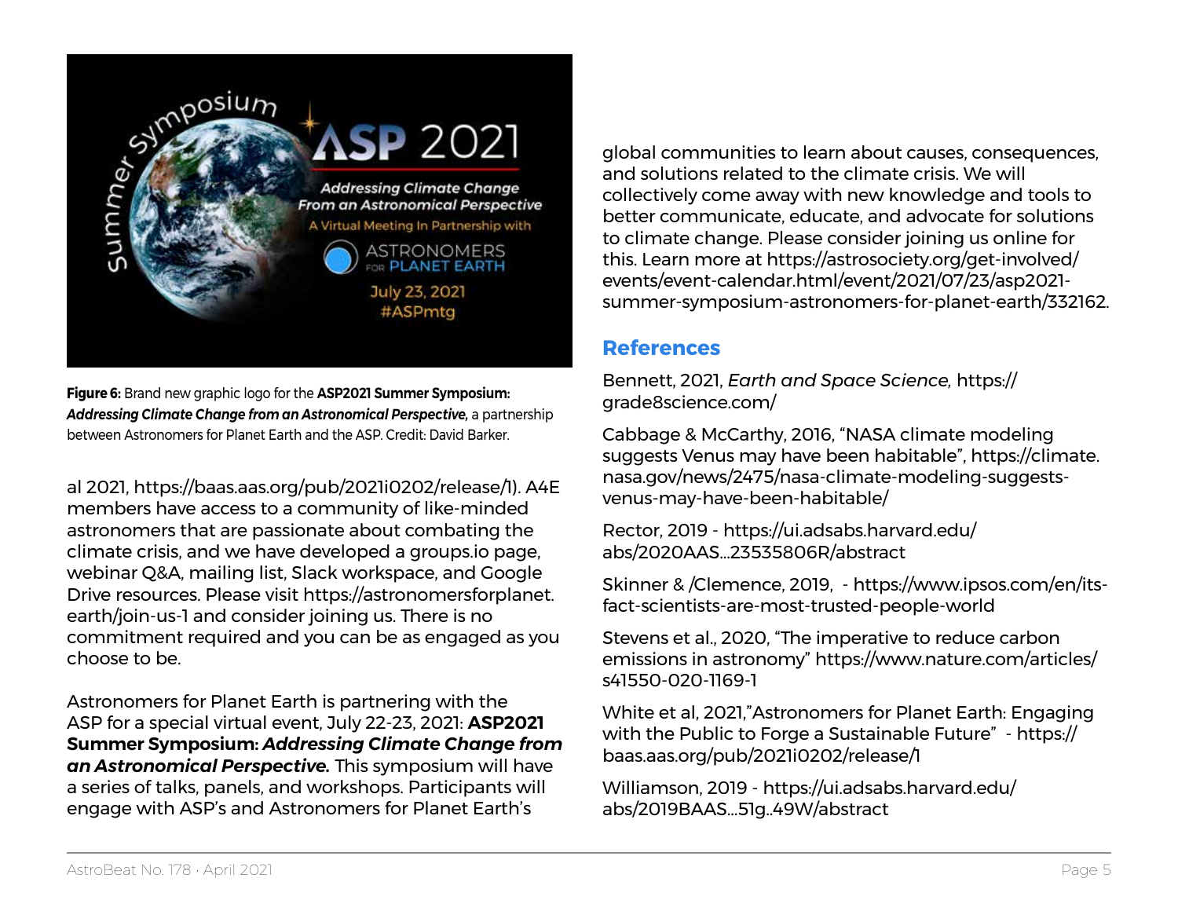**Figure 6:** Brand new graphic logo for the **ASP2021 Summer Symposium: *Addressing Climate Change from an Astronomical Perspective,*** a partnership between Astronomers for Planet Earth and the ASP. Credit: David Barker.

al 2021, https://baas.aas.org/pub/2021i0202/release/1). A4E members have access to a community of like-minded astronomers that are passionate about combating the climate crisis, and we have developed a groups.io page, webinar Q&A, mailing list, Slack workspace, and Google Drive resources. Please visit https://astronomersforplanet.earth/join-us-1 and consider joining us. There is no commitment required and you can be as engaged as you choose to be.

Astronomers for Planet Earth is partnering with the ASP for a special virtual event, July 22-23, 2021: **ASP2021 Summer Symposium: *Addressing Climate Change from an Astronomical Perspective.*** This symposium will have a series of talks, panels, and workshops. Participants will engage with ASP's and Astronomers for Planet Earth's global communities to learn about causes, consequences, and solutions related to the climate crisis. We will collectively come away with new knowledge and tools to better communicate, educate, and advocate for solutions to climate change. Please consider joining us online for this. Learn more at https://astrosociety.org/get-involved/events/event-calendar.html/event/2021/07/23/asp2021-summer-symposium-astronomers-for-planet-earth/332162.

## References

Bennett, 2021, *Earth and Space Science,* https://grade8science.com/

Cabbage & McCarthy, 2016, "NASA climate modeling suggests Venus may have been habitable", https://climate.nasa.gov/news/2475/nasa-climate-modeling-suggests-venus-may-have-been-habitable/

Rector, 2019 - https://ui.adsabs.harvard.edu/abs/2020AAS...23535806R/abstract

Skinner & /Clemence, 2019, - https://www.ipsos.com/en/its-fact-scientists-are-most-trusted-people-world

Stevens et al., 2020, "The imperative to reduce carbon emissions in astronomy" https://www.nature.com/articles/s41550-020-1169-1

White et al, 2021,"Astronomers for Planet Earth: Engaging with the Public to Forge a Sustainable Future" - https://baas.aas.org/pub/2021i0202/release/1

Williamson, 2019 - https://ui.adsabs.harvard.edu/abs/2019BAAS...51g..49W/abstract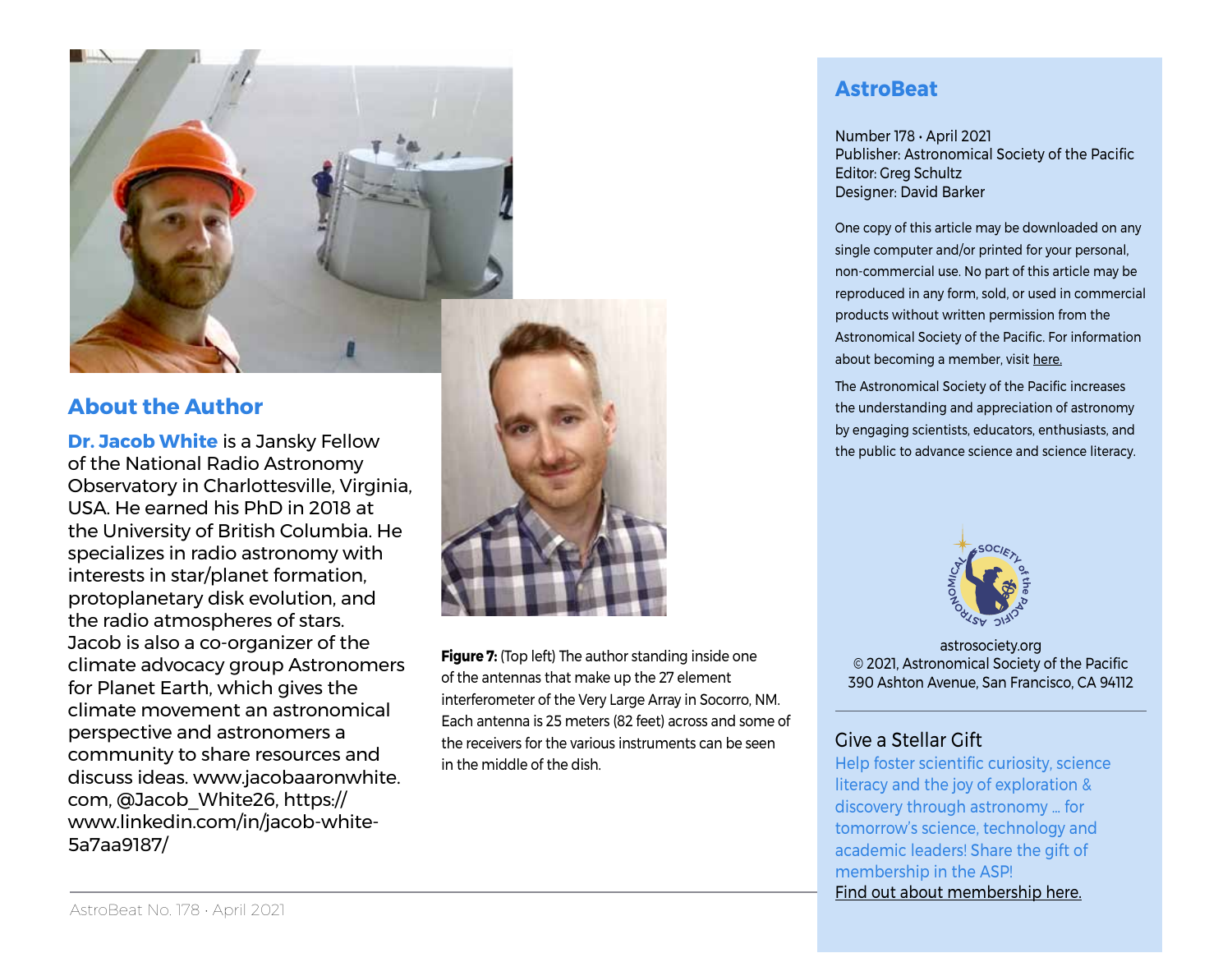## About the Author

**Dr. Jacob White** is a Jansky Fellow of the National Radio Astronomy Observatory in Charlottesville, Virginia, USA. He earned his PhD in 2018 at the University of British Columbia. He specializes in radio astronomy with interests in star/planet formation, protoplanetary disk evolution, and the radio atmospheres of stars. Jacob is also a co-organizer of the climate advocacy group Astronomers for Planet Earth, which gives the climate movement an astronomical perspective and astronomers a community to share resources and discuss ideas. www.jacobaaronwhite.com, @Jacob_White26, https://www.linkedin.com/in/jacob-white-5a7aa9187/

**Figure 7:** (Top left) The author standing inside one of the antennas that make up the 27 element interferometer of the Very Large Array in Socorro, NM. Each antenna is 25 meters (82 feet) across and some of the receivers for the various instruments can be seen in the middle of the dish.

## AstroBeat

Number 178 · April 2021
Publisher: Astronomical Society of the Pacific
Editor: Greg Schultz
Designer: David Barker

One copy of this article may be downloaded on any single computer and/or printed for your personal, non-commercial use. No part of this article may be reproduced in any form, sold, or used in commercial products without written permission from the Astronomical Society of the Pacific. For information about becoming a member, visit here.

The Astronomical Society of the Pacific increases the understanding and appreciation of astronomy by engaging scientists, educators, enthusiasts, and the public to advance science and science literacy.

astrosociety.org
© 2021, Astronomical Society of the Pacific
390 Ashton Avenue, San Francisco, CA 94112

### Give a Stellar Gift

Help foster scientific curiosity, science literacy and the joy of exploration & discovery through astronomy … for tomorrow's science, technology and academic leaders! Share the gift of membership in the ASP!

Find out about membership here.